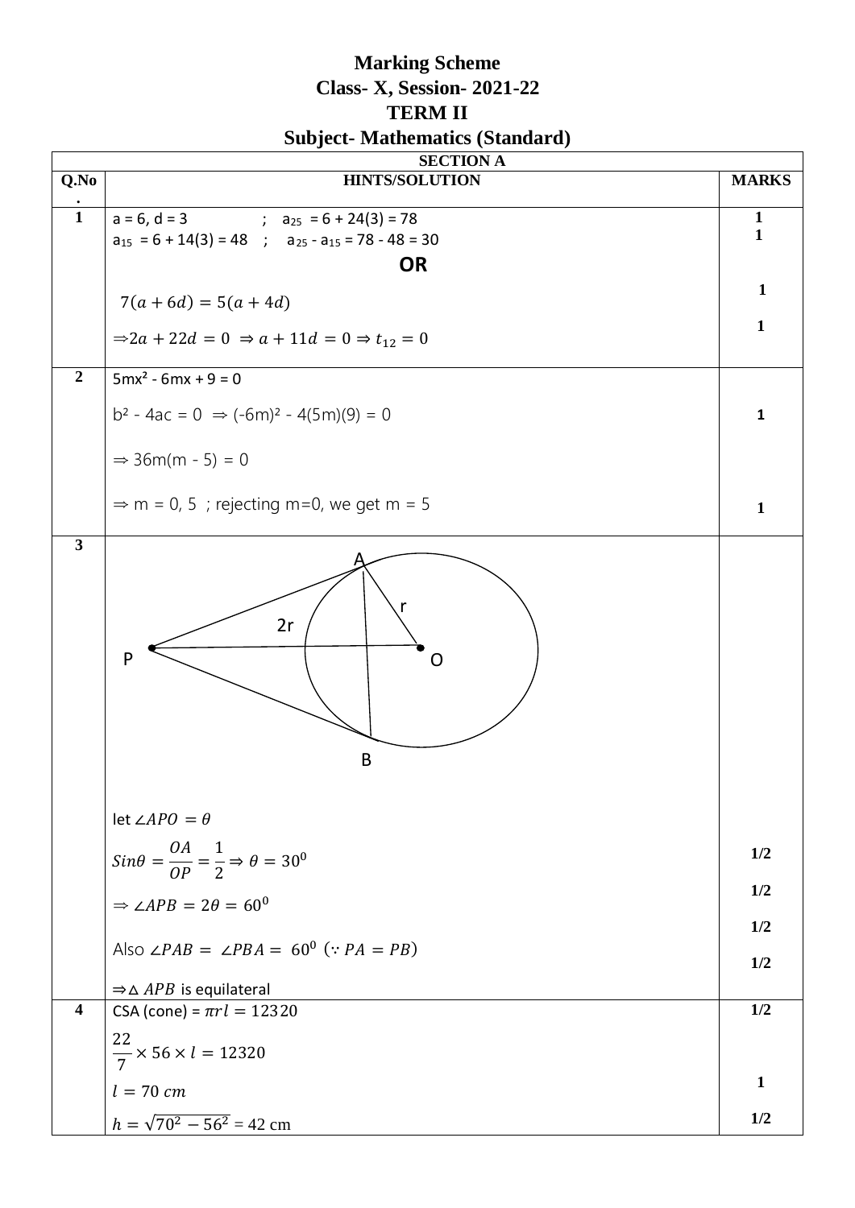# Marking Scheme
## Class- X, Session- 2021-22
## TERM II
## Subject- Mathematics (Standard)

**SECTION A**

| Q.No. | HINTS/SOLUTION | MARKS |
|---|---|---|
| 1 | $a = 6$, $d = 3$ ; $a_{25} = 6 + 24(3) = 78$ | 1 |
| | $a_{15} = 6 + 14(3) = 48$ ; $a_{25} - a_{15} = 78 - 48 = 30$ | 1 |
| | **OR** | |
| | $7(a + 6d) = 5(a + 4d)$ | 1 |
| | $\Rightarrow 2a + 22d = 0 \Rightarrow a + 11d = 0 \Rightarrow t_{12} = 0$ | 1 |
| 2 | $5mx^2 - 6mx + 9 = 0$ | |
| | $b^2 - 4ac = 0 \Rightarrow (-6m)^2 - 4(5m)(9) = 0$ | 1 |
| | $\Rightarrow 36m(m - 5) = 0$ | |
| | $\Rightarrow m = 0, 5$ ; rejecting m=0, we get m = 5 | 1 |
| 3 | (Figure: circle with centre O, tangents PA and PB from external point P; OA = r, OP = 2r; chord AB) | |
| | let $\angle APO = \theta$ | |
| | $Sin\theta = \frac{OA}{OP} = \frac{1}{2} \Rightarrow \theta = 30^0$ | 1/2 |
| | $\Rightarrow \angle APB = 2\theta = 60^0$ | 1/2 |
| | Also $\angle PAB = \angle PBA = 60^0$ $(\because PA = PB)$ | 1/2 |
| | $\Rightarrow \Delta\ APB$ is equilateral | 1/2 |
| 4 | CSA (cone) = $\pi rl = 12320$ | 1/2 |
| | $\frac{22}{7} \times 56 \times l = 12320$ | |
| | $l = 70\ cm$ | 1 |
| | $h = \sqrt{70^2 - 56^2}$ = 42 cm | 1/2 |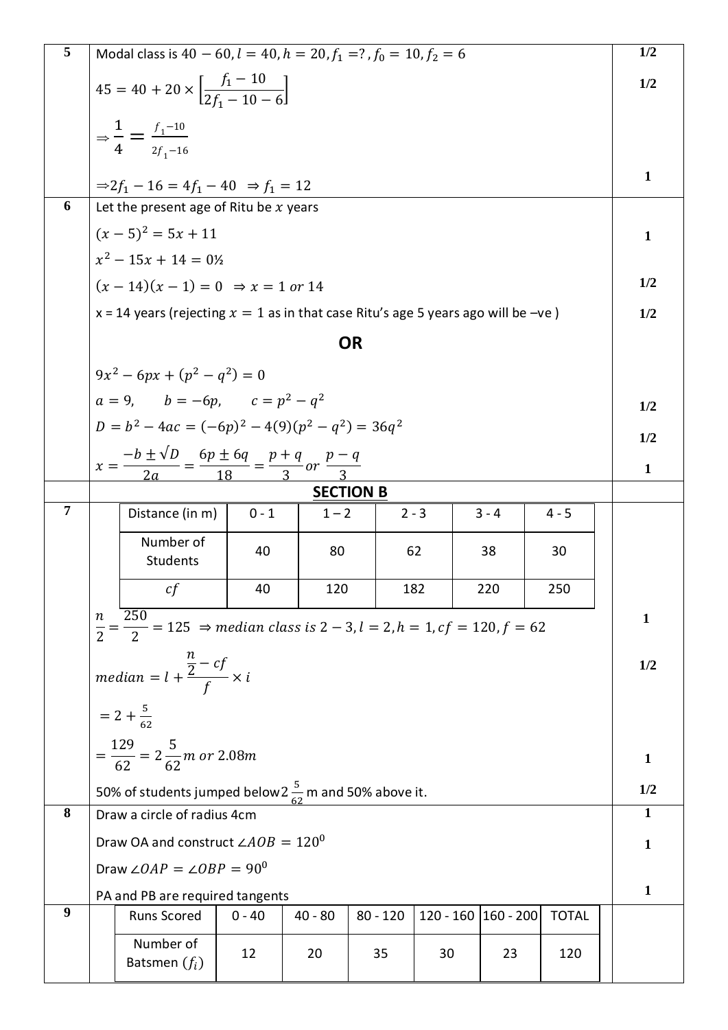**5**

Modal class is $40-60, l=40, h=20, f_1=?, f_0=10, f_2=6$ — 1/2

$$45 = 40 + 20 \times \left[\frac{f_1 - 10}{2f_1 - 10 - 6}\right]$$ — 1/2

$$\Rightarrow \frac{1}{4} = \frac{f_1 - 10}{2f_1 - 16}$$

$\Rightarrow 2f_1 - 16 = 4f_1 - 40 \ \Rightarrow f_1 = 12$ — 1

**6**

Let the present age of Ritu be $x$ years

$(x-5)^2 = 5x + 11$ — 1

$x^2 - 15x + 14 = 0$½

$(x-14)(x-1) = 0 \ \Rightarrow x = 1 \text{ or } 14$ — 1/2

x = 14 years (rejecting $x = 1$ as in that case Ritu's age 5 years ago will be –ve ) — 1/2

**OR**

$9x^2 - 6px + (p^2 - q^2) = 0$

$a = 9, \quad b = -6p, \quad c = p^2 - q^2$ — 1/2

$D = b^2 - 4ac = (-6p)^2 - 4(9)(p^2 - q^2) = 36q^2$ — 1/2

$$x = \frac{-b \pm \sqrt{D}}{2a} = \frac{6p \pm 6q}{18} = \frac{p+q}{3} \ or \ \frac{p-q}{3}$$ — 1

## SECTION B

**7**

| Distance (in m) | 0 - 1 | 1 – 2 | 2 - 3 | 3 - 4 | 4 - 5 |
|---|---|---|---|---|---|
| Number of Students | 40 | 80 | 62 | 38 | 30 |
| $cf$ | 40 | 120 | 182 | 220 | 250 |

$\frac{n}{2} = \frac{250}{2} = 125 \ \Rightarrow median\ class\ is\ 2-3, l = 2, h = 1, cf = 120, f = 62$ — 1

$$median = l + \frac{\frac{n}{2} - cf}{f} \times i$$ — 1/2

$= 2 + \frac{5}{62}$

$= \frac{129}{62} = 2\frac{5}{62} m \ or \ 2.08m$ — 1

50% of students jumped below $2\frac{5}{62}$ m and 50% above it. — 1/2

**8**

Draw a circle of radius 4cm — 1

Draw OA and construct $\angle AOB = 120^0$ — 1

Draw $\angle OAP = \angle OBP = 90^0$

PA and PB are required tangents — 1

**9**

| Runs Scored | 0 - 40 | 40 - 80 | 80 - 120 | 120 - 160 | 160 - 200 | TOTAL |
|---|---|---|---|---|---|---|
| Number of Batsmen ($f_i$) | 12 | 20 | 35 | 30 | 23 | 120 |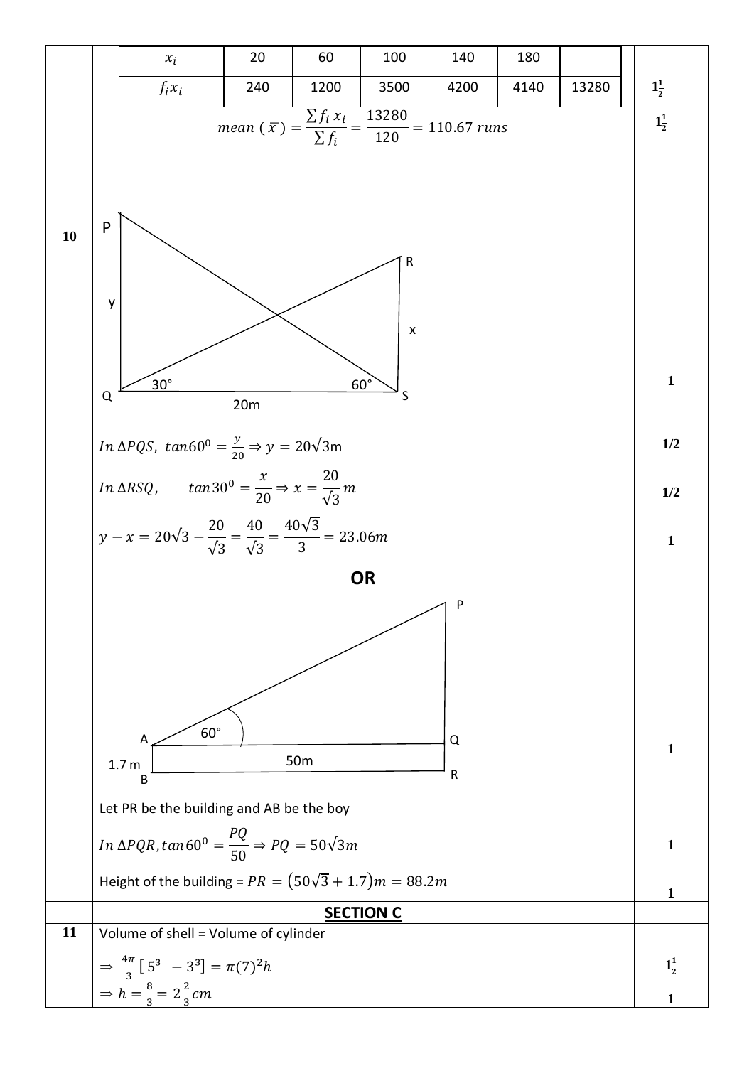| $x_i$ | 20 | 60 | 100 | 140 | 180 | |
|---|---|---|---|---|---|---|
| $f_i x_i$ | 240 | 1200 | 3500 | 4200 | 4140 | 13280 |

$1\frac{1}{2}$

$$mean\ (\bar{x}) = \frac{\sum f_i\, x_i}{\sum f_i} = \frac{13280}{120} = 110.67\ runs$$

$1\frac{1}{2}$

**10**

P, Q, R, S; y; x; 30°; 60°; 20m

1

$In\ \Delta PQS,\ tan60^0 = \frac{y}{20} \Rightarrow y = 20\sqrt{3}$m — 1/2

$In\ \Delta RSQ, \quad tan30^0 = \frac{x}{20} \Rightarrow x = \frac{20}{\sqrt{3}}m$ — 1/2

$y - x = 20\sqrt{3} - \frac{20}{\sqrt{3}} = \frac{40}{\sqrt{3}} = \frac{40\sqrt{3}}{3} = 23.06m$ — 1

**OR**

P, A, Q, B, R; 60°; 1.7 m; 50m

1

Let PR be the building and AB be the boy

$In\ \Delta PQR, tan60^0 = \frac{PQ}{50} \Rightarrow PQ = 50\sqrt{3}m$ — 1

Height of the building = $PR = (50\sqrt{3} + 1.7)m = 88.2m$ — 1

## SECTION C

**11** Volume of shell = Volume of cylinder

$\Rightarrow \frac{4\pi}{3}[\,5^3 \ - 3^3] = \pi(7)^2 h$ — $1\frac{1}{2}$

$\Rightarrow h = \frac{8}{3} = 2\frac{2}{3}cm$ — 1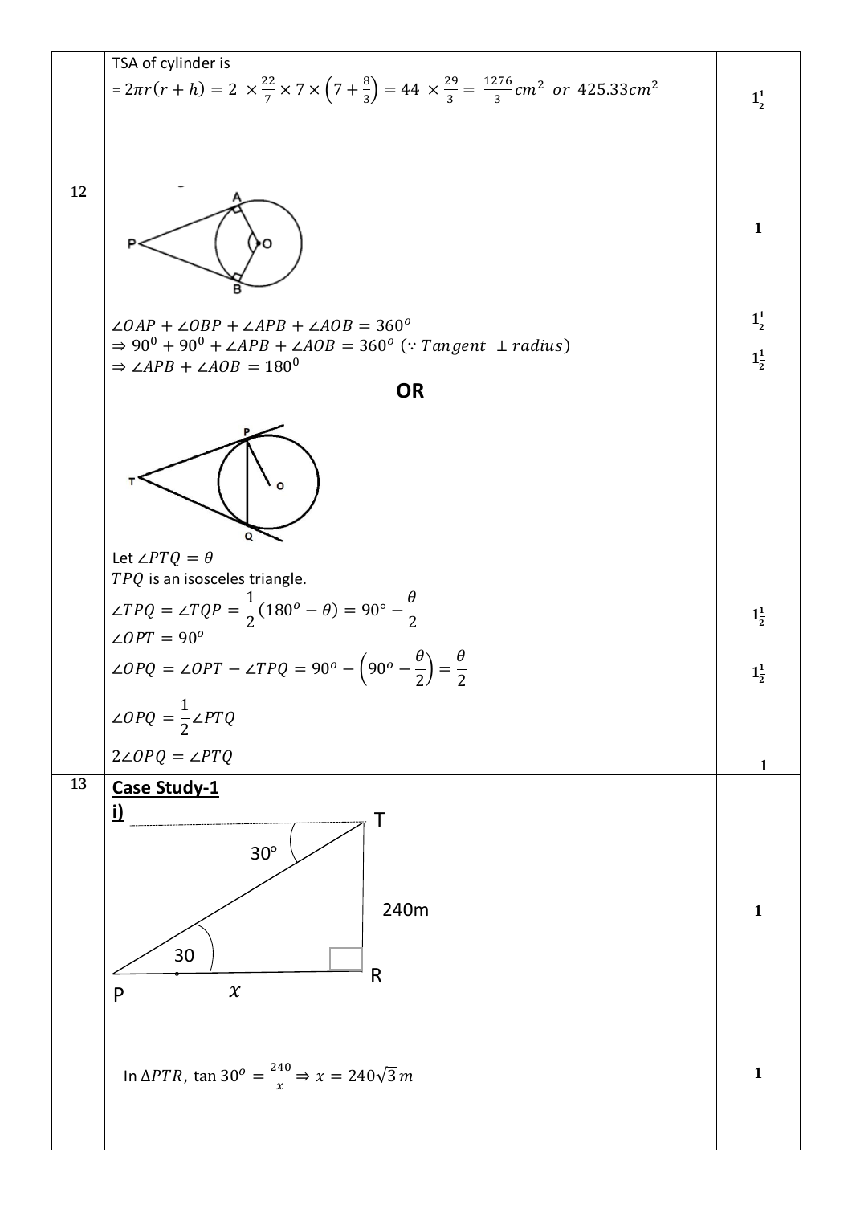| | | |
|---|---|---|
| | TSA of cylinder is<br>$= 2\pi r(r+h) = 2 \times \frac{22}{7} \times 7 \times \left(7 + \frac{8}{3}\right) = 44 \times \frac{29}{3} = \frac{1276}{3} cm^2 \ or \ 425.33 cm^2$ | $1\frac{1}{2}$ |
| 12 | $\angle OAP + \angle OBP + \angle APB + \angle AOB = 360^o$<br>$\Rightarrow 90^0 + 90^0 + \angle APB + \angle AOB = 360^o$ ($\because Tangent \ \perp radius$)<br>$\Rightarrow \angle APB + \angle AOB = 180^0$<br>**OR**<br>Let $\angle PTQ = \theta$<br>$TPQ$ is an isosceles triangle.<br>$\angle TPQ = \angle TQP = \frac{1}{2}(180^o - \theta) = 90° - \frac{\theta}{2}$<br>$\angle OPT = 90^o$<br>$\angle OPQ = \angle OPT - \angle TPQ = 90^o - \left(90^o - \frac{\theta}{2}\right) = \frac{\theta}{2}$<br>$\angle OPQ = \frac{1}{2}\angle PTQ$<br>$2\angle OPQ = \angle PTQ$ | 1<br>$1\frac{1}{2}$<br>$1\frac{1}{2}$<br><br>$1\frac{1}{2}$<br>$1\frac{1}{2}$<br>1 |
| 13 | **Case Study-1**<br>**i)**<br>In $\Delta PTR$, $\tan 30^o = \frac{240}{x} \Rightarrow x = 240\sqrt{3}\, m$ | 1<br>1 |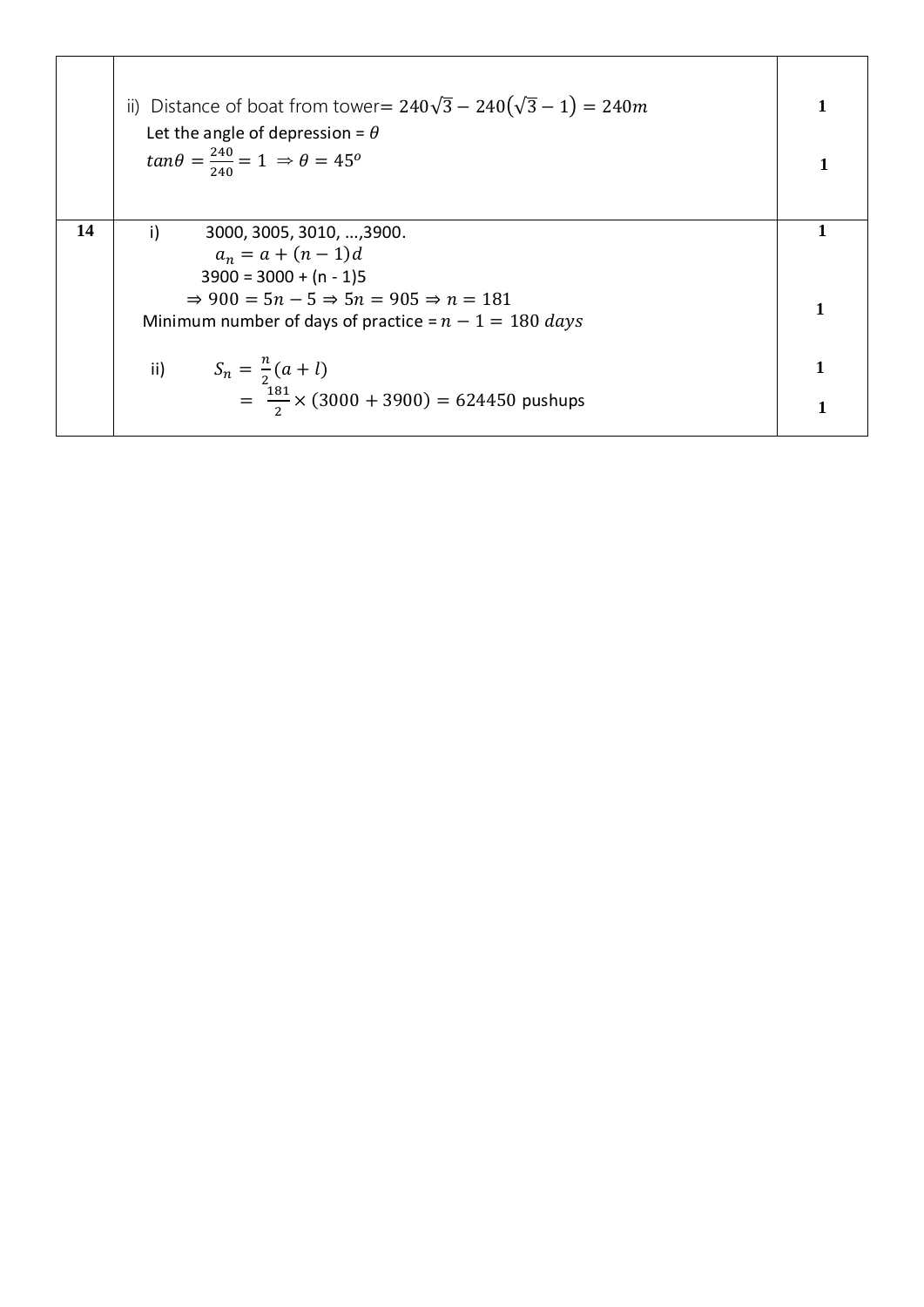| | | |
|---|---|---|
| | ii) Distance of boat from tower= $240\sqrt{3} - 240(\sqrt{3} - 1) = 240m$<br>Let the angle of depression = $\theta$<br>$tan\theta = \frac{240}{240} = 1 \Rightarrow \theta = 45^o$ | 1<br><br>1 |
| **14** | i) 3000, 3005, 3010, ...,3900.<br>$a_n = a + (n - 1)d$<br>3900 = 3000 + (n - 1)5<br>$\Rightarrow 900 = 5n - 5 \Rightarrow 5n = 905 \Rightarrow n = 181$<br>Minimum number of days of practice = $n - 1 = 180\ days$<br><br>ii) $S_n = \frac{n}{2}(a + l)$<br>$= \frac{181}{2} \times (3000 + 3900) = 624450$ pushups | 1<br><br>1<br><br>1<br><br>1 |